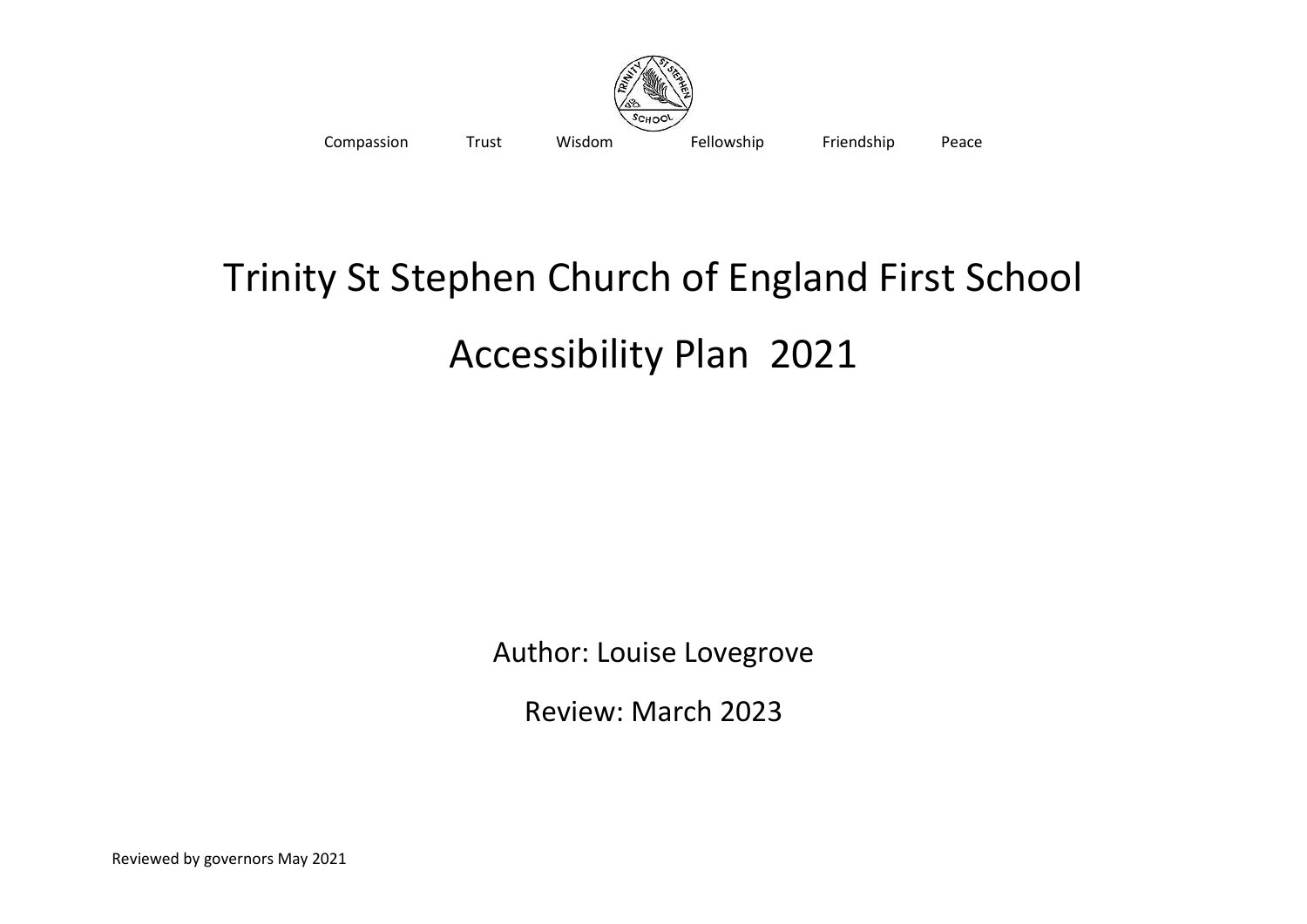Compassion Trust Wisdom Fellowship Friendship Peace

# Trinity St Stephen Church of England First School

# Accessibility Plan 2021

Author: Louise Lovegrove

Review: March 2023

Reviewed by governors May 2021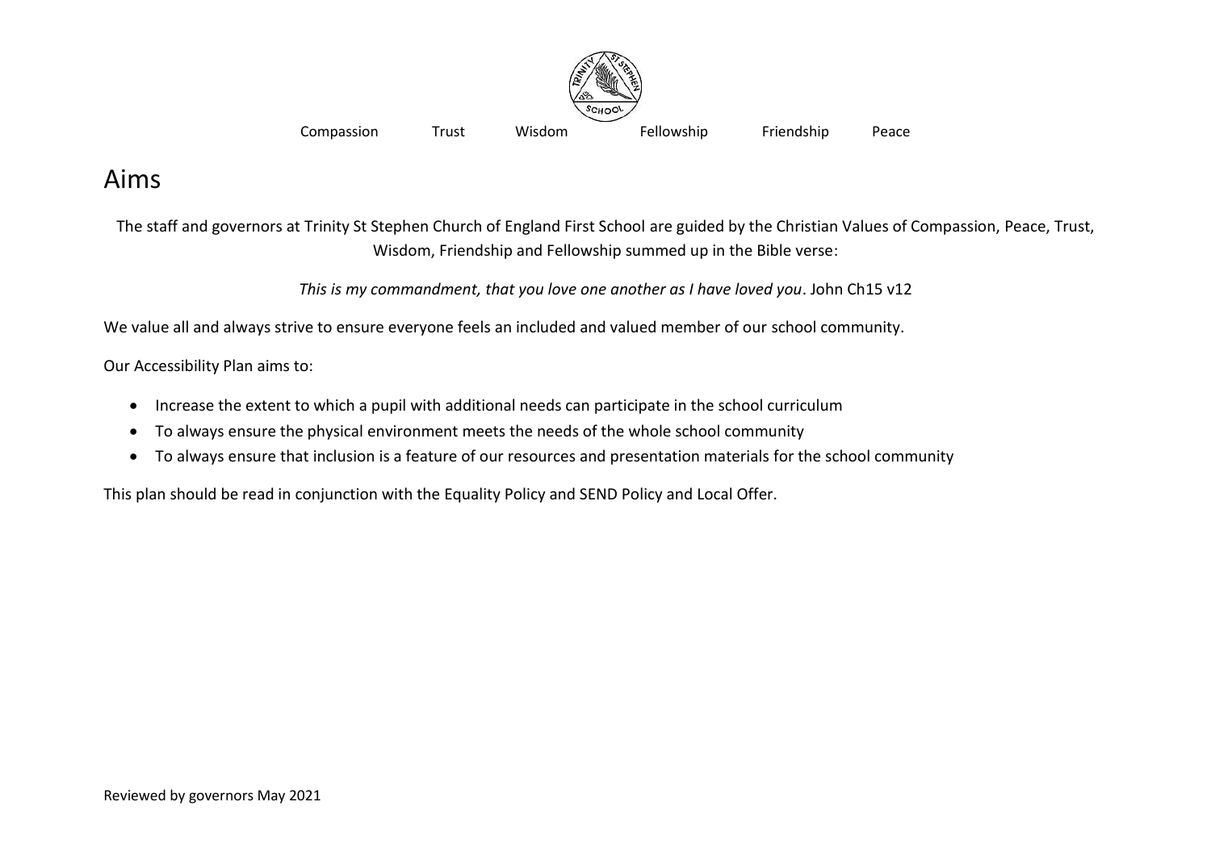Compassion Trust Wisdom Fellowship Friendship Peace

# Aims

The staff and governors at Trinity St Stephen Church of England First School are guided by the Christian Values of Compassion, Peace, Trust, Wisdom, Friendship and Fellowship summed up in the Bible verse:

*This is my commandment, that you love one another as I have loved you*. John Ch15 v12

We value all and always strive to ensure everyone feels an included and valued member of our school community.

Our Accessibility Plan aims to:

- Increase the extent to which a pupil with additional needs can participate in the school curriculum
- To always ensure the physical environment meets the needs of the whole school community
- To always ensure that inclusion is a feature of our resources and presentation materials for the school community

This plan should be read in conjunction with the Equality Policy and SEND Policy and Local Offer.

Reviewed by governors May 2021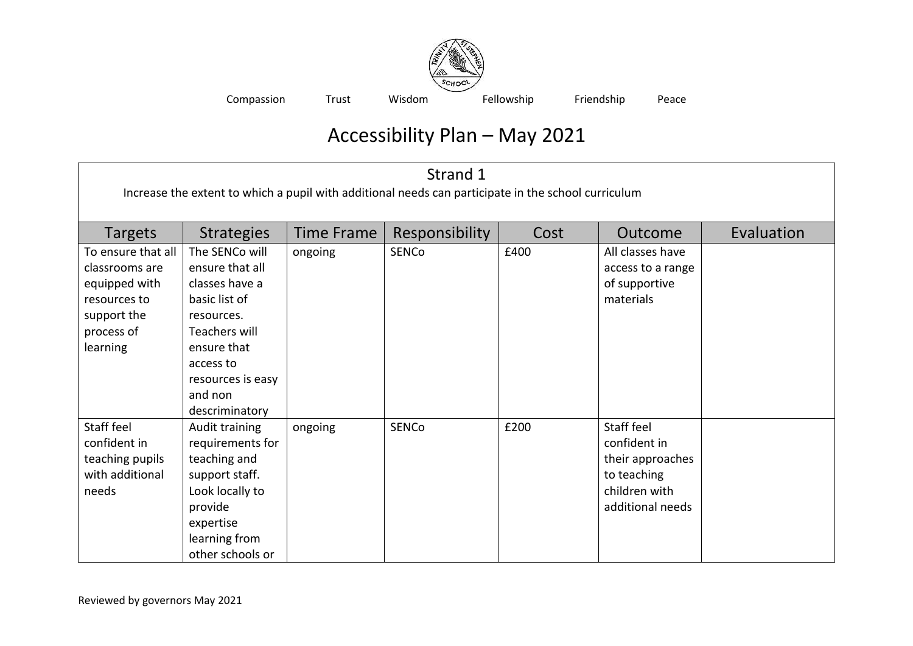Compassion Trust Wisdom Fellowship Friendship Peace

# Accessibility Plan – May 2021

| Strand 1<br>Increase the extent to which a pupil with additional needs can participate in the school curriculum | | | | | | |
|---|---|---|---|---|---|---|
| **Targets** | **Strategies** | **Time Frame** | **Responsibility** | **Cost** | **Outcome** | **Evaluation** |
| To ensure that all classrooms are equipped with resources to support the process of learning | The SENCo will ensure that all classes have a basic list of resources. Teachers will ensure that access to resources is easy and non descriminatory | ongoing | SENCo | £400 | All classes have access to a range of supportive materials | |
| Staff feel confident in teaching pupils with additional needs | Audit training requirements for teaching and support staff. Look locally to provide expertise learning from other schools or | ongoing | SENCo | £200 | Staff feel confident in their approaches to teaching children with additional needs | |

Reviewed by governors May 2021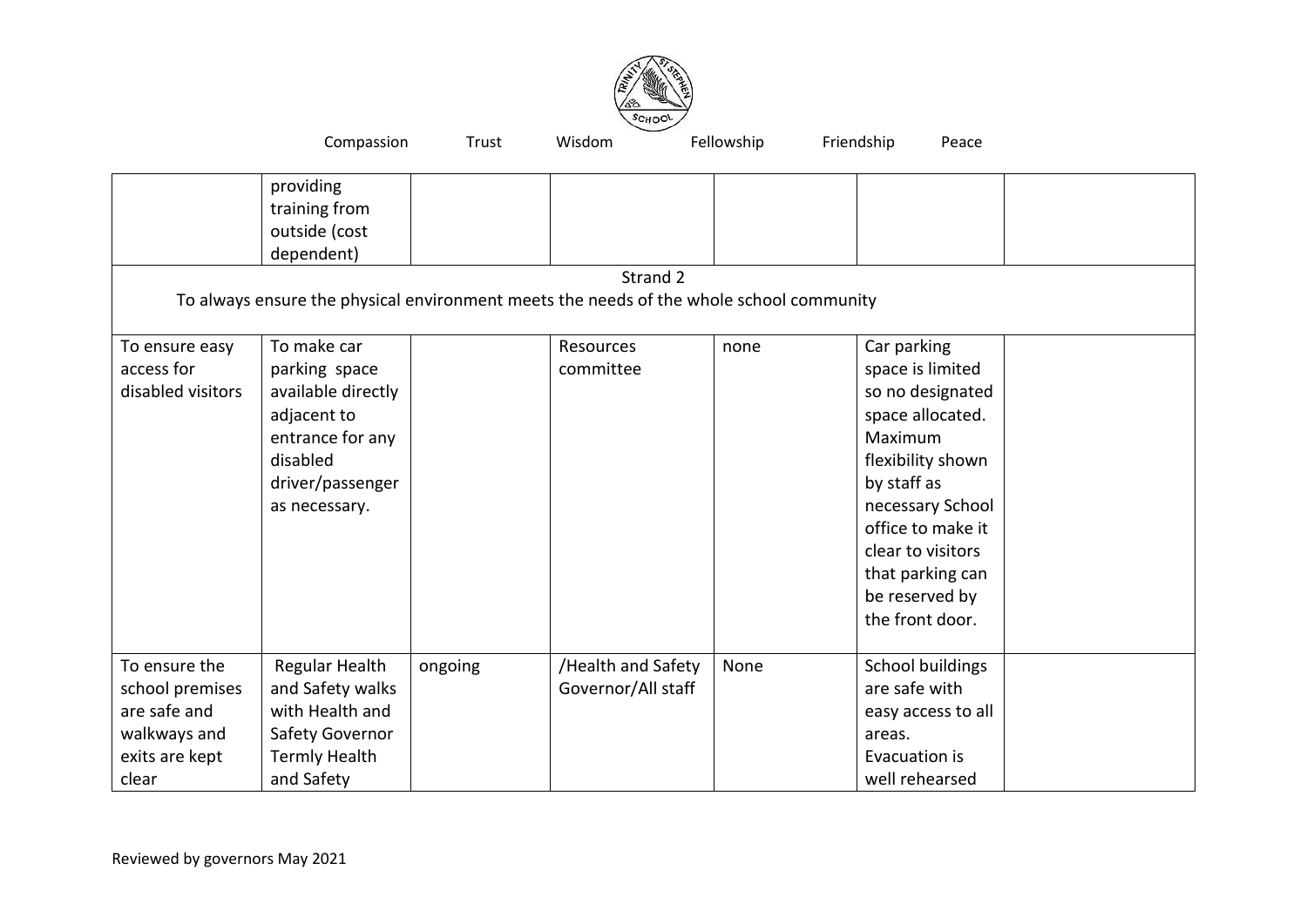Compassion Trust Wisdom Fellowship Friendship Peace

| | | | | | | |
|---|---|---|---|---|---|---|
| | providing training from outside (cost dependent) | | | | | |
| Strand 2<br>To always ensure the physical environment meets the needs of the whole school community | | | | | | |
| To ensure easy access for disabled visitors | To make car parking space available directly adjacent to entrance for any disabled driver/passenger as necessary. | | Resources committee | none | Car parking space is limited so no designated space allocated. Maximum flexibility shown by staff as necessary School office to make it clear to visitors that parking can be reserved by the front door. | |
| To ensure the school premises are safe and walkways and exits are kept clear | Regular Health and Safety walks with Health and Safety Governor Termly Health and Safety | ongoing | /Health and Safety Governor/All staff | None | School buildings are safe with easy access to all areas. Evacuation is well rehearsed | |

Reviewed by governors May 2021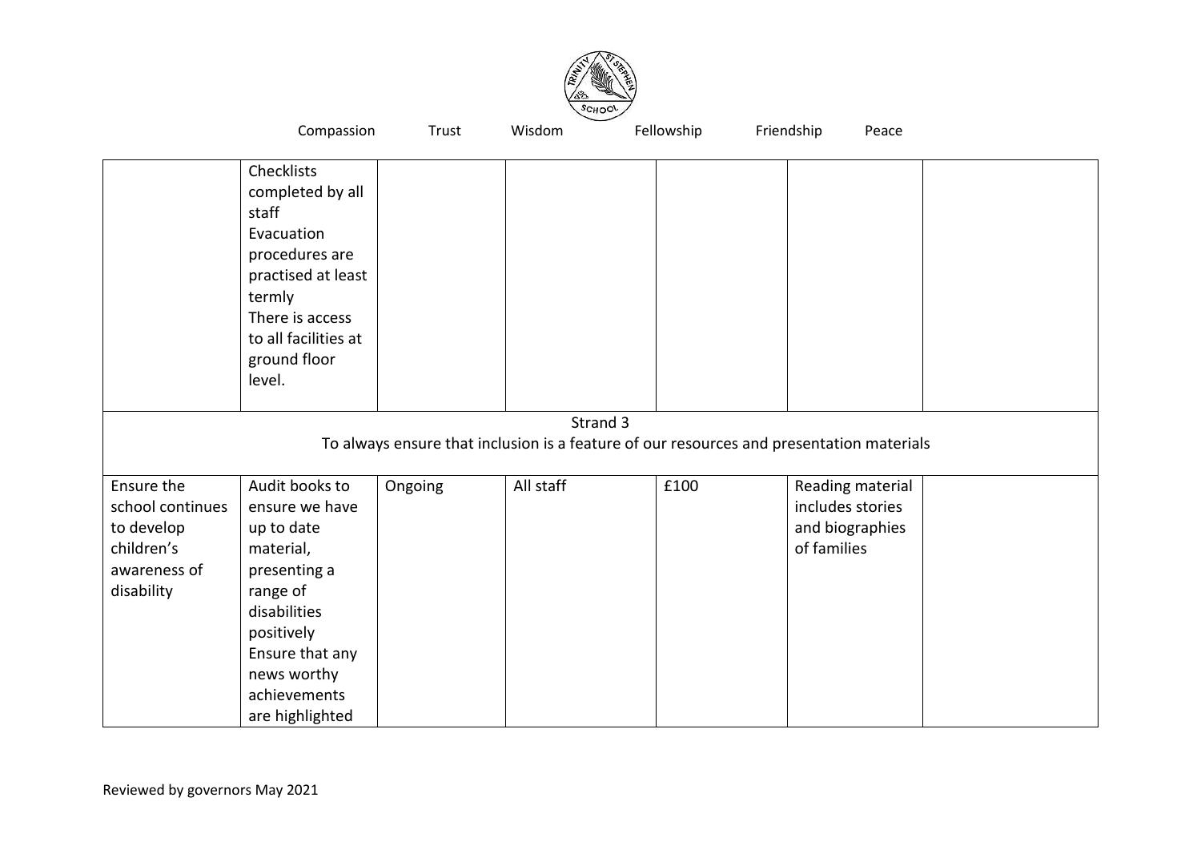| | | | | | | |
|---|---|---|---|---|---|---|
| | Checklists completed by all staff<br>Evacuation procedures are practised at least termly<br>There is access to all facilities at ground floor level. | | | | | |
| Strand 3<br>To always ensure that inclusion is a feature of our resources and presentation materials | | | | | | |
| Ensure the school continues to develop children's awareness of disability | Audit books to ensure we have up to date material, presenting a range of disabilities positively<br>Ensure that any news worthy achievements are highlighted | Ongoing | All staff | £100 | Reading material includes stories and biographies of families | |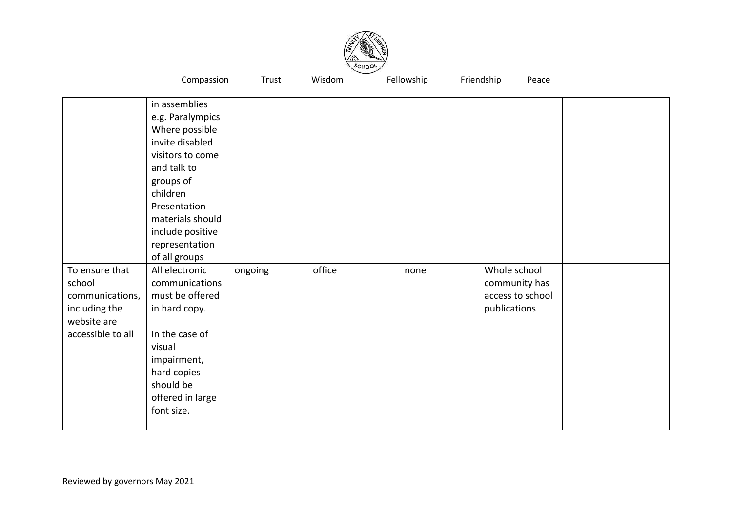| | | | | | | |
|---|---|---|---|---|---|---|
| | in assemblies e.g. Paralympics Where possible invite disabled visitors to come and talk to groups of children Presentation materials should include positive representation of all groups | | | | | |
| To ensure that school communications, including the website are accessible to all | All electronic communications must be offered in hard copy.<br><br>In the case of visual impairment, hard copies should be offered in large font size. | ongoing | office | none | Whole school community has access to school publications | |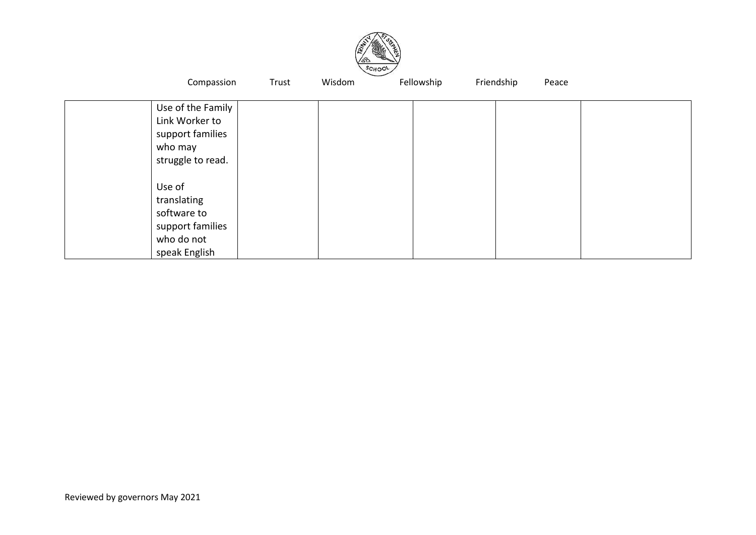Compassion Trust Wisdom Fellowship Friendship Peace

| | | | | | | |
|---|---|---|---|---|---|---|
| | Use of the Family Link Worker to support families who may struggle to read.<br><br>Use of translating software to support families who do not speak English | | | | | |

Reviewed by governors May 2021